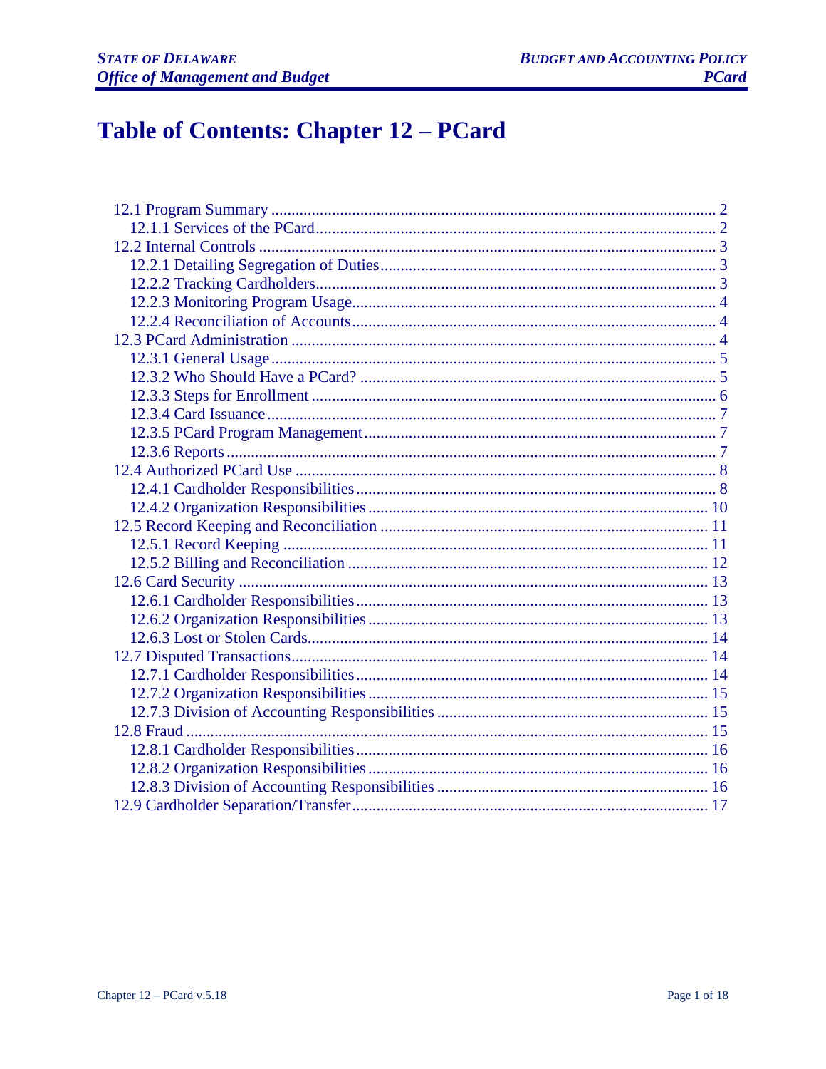# Table of Contents: Chapter 12 – PCard

- 12.1 Program Summary ........ 2
  - 12.1.1 Services of the PCard ........ 2
- 12.2 Internal Controls ........ 3
  - 12.2.1 Detailing Segregation of Duties ........ 3
  - 12.2.2 Tracking Cardholders ........ 3
  - 12.2.3 Monitoring Program Usage ........ 4
  - 12.2.4 Reconciliation of Accounts ........ 4
- 12.3 PCard Administration ........ 4
  - 12.3.1 General Usage ........ 5
  - 12.3.2 Who Should Have a PCard? ........ 5
  - 12.3.3 Steps for Enrollment ........ 6
  - 12.3.4 Card Issuance ........ 7
  - 12.3.5 PCard Program Management ........ 7
  - 12.3.6 Reports ........ 7
- 12.4 Authorized PCard Use ........ 8
  - 12.4.1 Cardholder Responsibilities ........ 8
  - 12.4.2 Organization Responsibilities ........ 10
- 12.5 Record Keeping and Reconciliation ........ 11
  - 12.5.1 Record Keeping ........ 11
  - 12.5.2 Billing and Reconciliation ........ 12
- 12.6 Card Security ........ 13
  - 12.6.1 Cardholder Responsibilities ........ 13
  - 12.6.2 Organization Responsibilities ........ 13
  - 12.6.3 Lost or Stolen Cards ........ 14
- 12.7 Disputed Transactions ........ 14
  - 12.7.1 Cardholder Responsibilities ........ 14
  - 12.7.2 Organization Responsibilities ........ 15
  - 12.7.3 Division of Accounting Responsibilities ........ 15
- 12.8 Fraud ........ 15
  - 12.8.1 Cardholder Responsibilities ........ 16
  - 12.8.2 Organization Responsibilities ........ 16
  - 12.8.3 Division of Accounting Responsibilities ........ 16
- 12.9 Cardholder Separation/Transfer ........ 17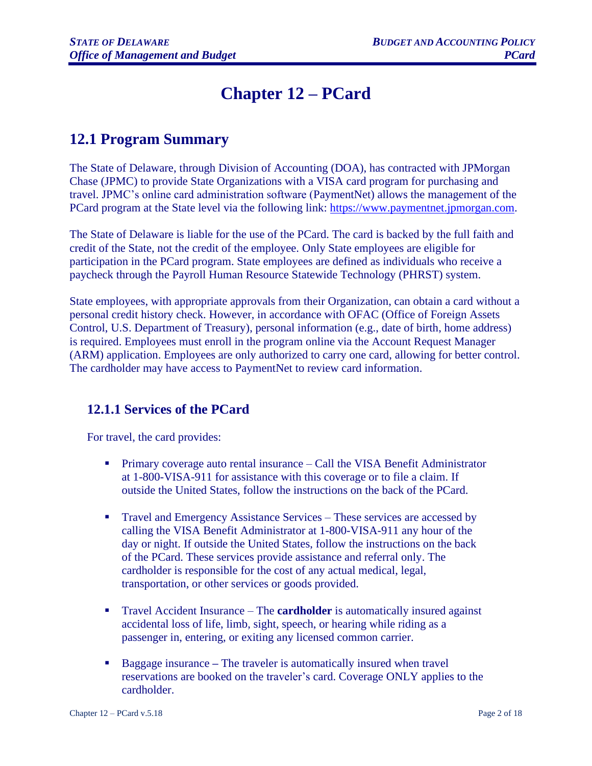# Chapter 12 – PCard

## 12.1 Program Summary

The State of Delaware, through Division of Accounting (DOA), has contracted with JPMorgan Chase (JPMC) to provide State Organizations with a VISA card program for purchasing and travel. JPMC's online card administration software (PaymentNet) allows the management of the PCard program at the State level via the following link: https://www.paymentnet.jpmorgan.com.

The State of Delaware is liable for the use of the PCard. The card is backed by the full faith and credit of the State, not the credit of the employee. Only State employees are eligible for participation in the PCard program. State employees are defined as individuals who receive a paycheck through the Payroll Human Resource Statewide Technology (PHRST) system.

State employees, with appropriate approvals from their Organization, can obtain a card without a personal credit history check. However, in accordance with OFAC (Office of Foreign Assets Control, U.S. Department of Treasury), personal information (e.g., date of birth, home address) is required. Employees must enroll in the program online via the Account Request Manager (ARM) application. Employees are only authorized to carry one card, allowing for better control. The cardholder may have access to PaymentNet to review card information.

### 12.1.1 Services of the PCard

For travel, the card provides:

- Primary coverage auto rental insurance – Call the VISA Benefit Administrator at 1-800-VISA-911 for assistance with this coverage or to file a claim. If outside the United States, follow the instructions on the back of the PCard.
- Travel and Emergency Assistance Services – These services are accessed by calling the VISA Benefit Administrator at 1-800-VISA-911 any hour of the day or night. If outside the United States, follow the instructions on the back of the PCard. These services provide assistance and referral only. The cardholder is responsible for the cost of any actual medical, legal, transportation, or other services or goods provided.
- Travel Accident Insurance – The **cardholder** is automatically insured against accidental loss of life, limb, sight, speech, or hearing while riding as a passenger in, entering, or exiting any licensed common carrier.
- Baggage insurance **–** The traveler is automatically insured when travel reservations are booked on the traveler's card. Coverage ONLY applies to the cardholder.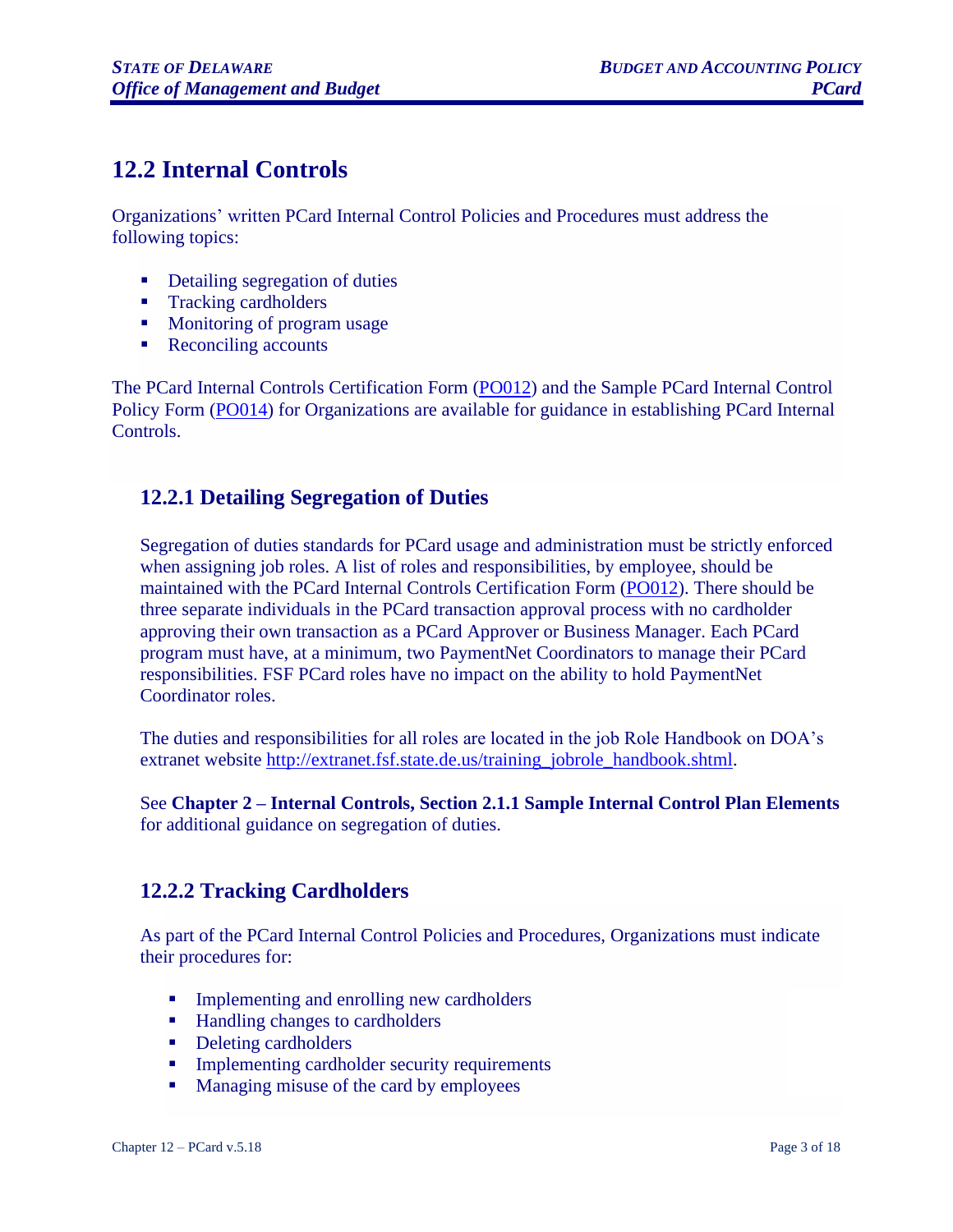## 12.2 Internal Controls

Organizations' written PCard Internal Control Policies and Procedures must address the following topics:

- Detailing segregation of duties
- Tracking cardholders
- Monitoring of program usage
- Reconciling accounts

The PCard Internal Controls Certification Form (PO012) and the Sample PCard Internal Control Policy Form (PO014) for Organizations are available for guidance in establishing PCard Internal Controls.

### 12.2.1 Detailing Segregation of Duties

Segregation of duties standards for PCard usage and administration must be strictly enforced when assigning job roles. A list of roles and responsibilities, by employee, should be maintained with the PCard Internal Controls Certification Form (PO012). There should be three separate individuals in the PCard transaction approval process with no cardholder approving their own transaction as a PCard Approver or Business Manager. Each PCard program must have, at a minimum, two PaymentNet Coordinators to manage their PCard responsibilities. FSF PCard roles have no impact on the ability to hold PaymentNet Coordinator roles.

The duties and responsibilities for all roles are located in the job Role Handbook on DOA's extranet website http://extranet.fsf.state.de.us/training_jobrole_handbook.shtml.

See **Chapter 2 – Internal Controls, Section 2.1.1 Sample Internal Control Plan Elements** for additional guidance on segregation of duties.

### 12.2.2 Tracking Cardholders

As part of the PCard Internal Control Policies and Procedures, Organizations must indicate their procedures for:

- Implementing and enrolling new cardholders
- Handling changes to cardholders
- Deleting cardholders
- Implementing cardholder security requirements
- Managing misuse of the card by employees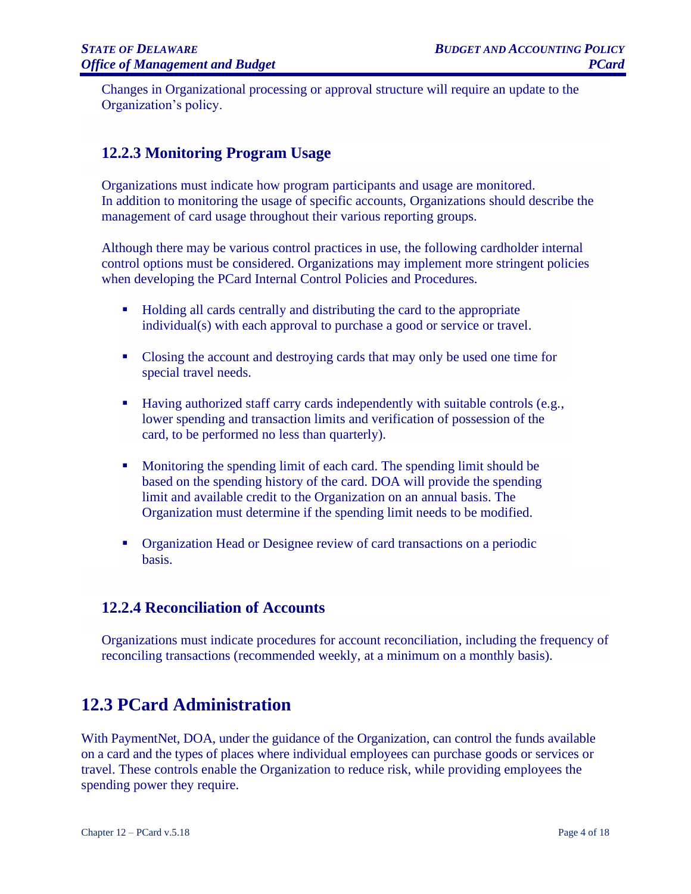Changes in Organizational processing or approval structure will require an update to the Organization's policy.

### 12.2.3 Monitoring Program Usage

Organizations must indicate how program participants and usage are monitored. In addition to monitoring the usage of specific accounts, Organizations should describe the management of card usage throughout their various reporting groups.

Although there may be various control practices in use, the following cardholder internal control options must be considered. Organizations may implement more stringent policies when developing the PCard Internal Control Policies and Procedures.

- Holding all cards centrally and distributing the card to the appropriate individual(s) with each approval to purchase a good or service or travel.
- Closing the account and destroying cards that may only be used one time for special travel needs.
- Having authorized staff carry cards independently with suitable controls (e.g., lower spending and transaction limits and verification of possession of the card, to be performed no less than quarterly).
- Monitoring the spending limit of each card. The spending limit should be based on the spending history of the card. DOA will provide the spending limit and available credit to the Organization on an annual basis. The Organization must determine if the spending limit needs to be modified.
- Organization Head or Designee review of card transactions on a periodic basis.

### 12.2.4 Reconciliation of Accounts

Organizations must indicate procedures for account reconciliation, including the frequency of reconciling transactions (recommended weekly, at a minimum on a monthly basis).

## 12.3 PCard Administration

With PaymentNet, DOA, under the guidance of the Organization, can control the funds available on a card and the types of places where individual employees can purchase goods or services or travel. These controls enable the Organization to reduce risk, while providing employees the spending power they require.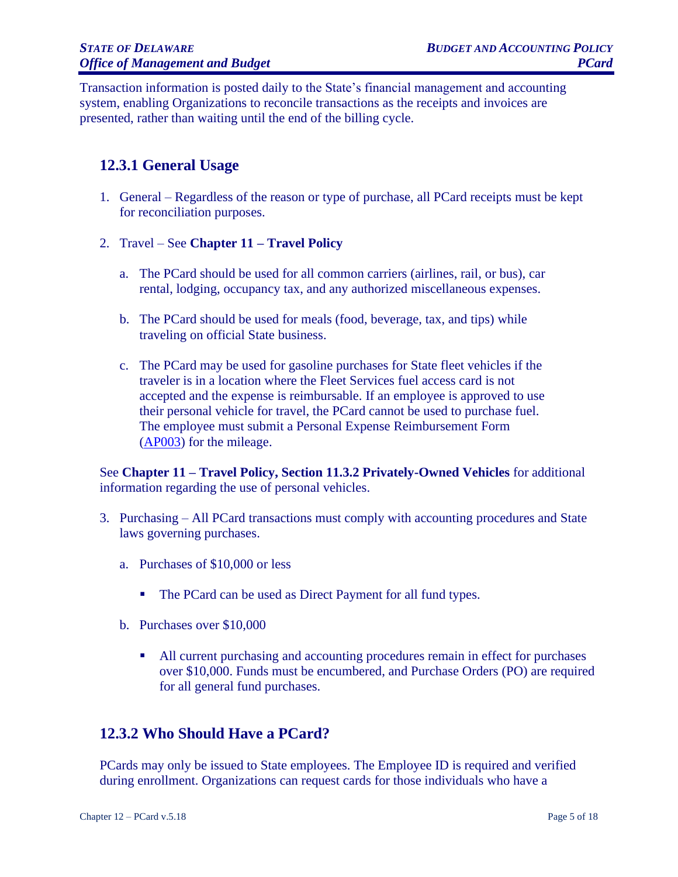Transaction information is posted daily to the State's financial management and accounting system, enabling Organizations to reconcile transactions as the receipts and invoices are presented, rather than waiting until the end of the billing cycle.

## 12.3.1 General Usage

1. General – Regardless of the reason or type of purchase, all PCard receipts must be kept for reconciliation purposes.

2. Travel – See **Chapter 11 – Travel Policy**

   a. The PCard should be used for all common carriers (airlines, rail, or bus), car rental, lodging, occupancy tax, and any authorized miscellaneous expenses.

   b. The PCard should be used for meals (food, beverage, tax, and tips) while traveling on official State business.

   c. The PCard may be used for gasoline purchases for State fleet vehicles if the traveler is in a location where the Fleet Services fuel access card is not accepted and the expense is reimbursable. If an employee is approved to use their personal vehicle for travel, the PCard cannot be used to purchase fuel. The employee must submit a Personal Expense Reimbursement Form (AP003) for the mileage.

See **Chapter 11 – Travel Policy, Section 11.3.2 Privately-Owned Vehicles** for additional information regarding the use of personal vehicles.

3. Purchasing – All PCard transactions must comply with accounting procedures and State laws governing purchases.

   a. Purchases of $10,000 or less

      - The PCard can be used as Direct Payment for all fund types.

   b. Purchases over $10,000

      - All current purchasing and accounting procedures remain in effect for purchases over $10,000. Funds must be encumbered, and Purchase Orders (PO) are required for all general fund purchases.

## 12.3.2 Who Should Have a PCard?

PCards may only be issued to State employees. The Employee ID is required and verified during enrollment. Organizations can request cards for those individuals who have a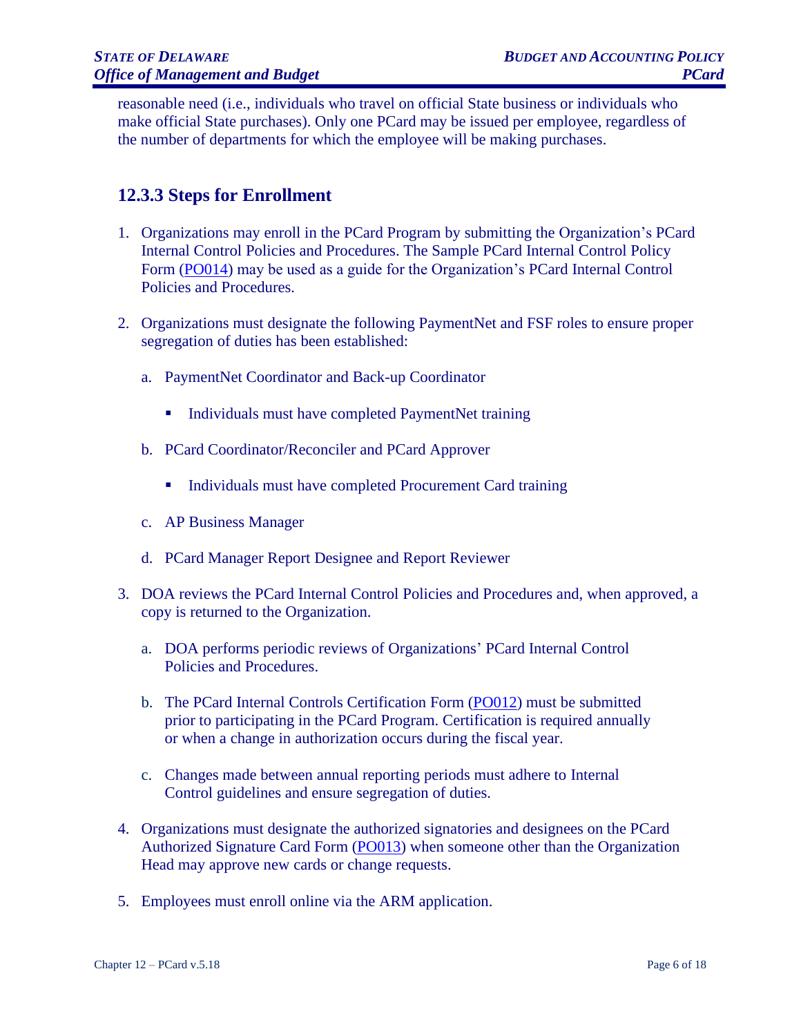reasonable need (i.e., individuals who travel on official State business or individuals who make official State purchases). Only one PCard may be issued per employee, regardless of the number of departments for which the employee will be making purchases.

### 12.3.3 Steps for Enrollment

1. Organizations may enroll in the PCard Program by submitting the Organization's PCard Internal Control Policies and Procedures. The Sample PCard Internal Control Policy Form (PO014) may be used as a guide for the Organization's PCard Internal Control Policies and Procedures.

2. Organizations must designate the following PaymentNet and FSF roles to ensure proper segregation of duties has been established:

   a. PaymentNet Coordinator and Back-up Coordinator

      - Individuals must have completed PaymentNet training

   b. PCard Coordinator/Reconciler and PCard Approver

      - Individuals must have completed Procurement Card training

   c. AP Business Manager

   d. PCard Manager Report Designee and Report Reviewer

3. DOA reviews the PCard Internal Control Policies and Procedures and, when approved, a copy is returned to the Organization.

   a. DOA performs periodic reviews of Organizations' PCard Internal Control Policies and Procedures.

   b. The PCard Internal Controls Certification Form (PO012) must be submitted prior to participating in the PCard Program. Certification is required annually or when a change in authorization occurs during the fiscal year.

   c. Changes made between annual reporting periods must adhere to Internal Control guidelines and ensure segregation of duties.

4. Organizations must designate the authorized signatories and designees on the PCard Authorized Signature Card Form (PO013) when someone other than the Organization Head may approve new cards or change requests.

5. Employees must enroll online via the ARM application.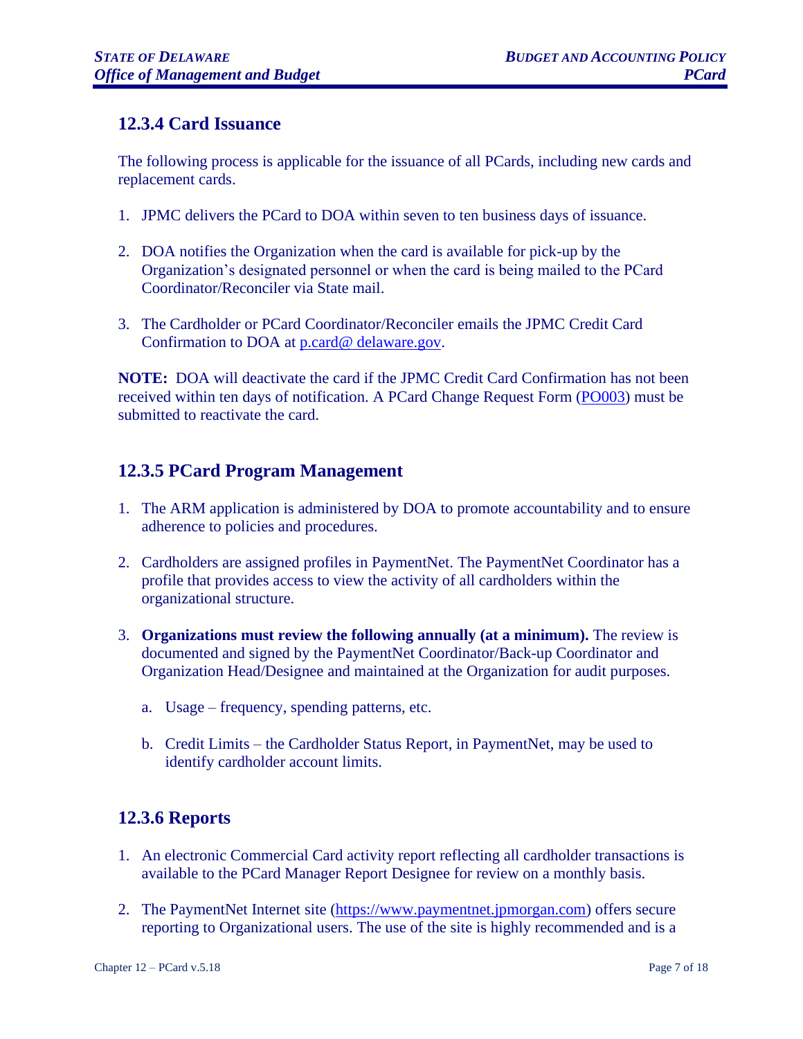## 12.3.4 Card Issuance

The following process is applicable for the issuance of all PCards, including new cards and replacement cards.

1. JPMC delivers the PCard to DOA within seven to ten business days of issuance.

2. DOA notifies the Organization when the card is available for pick-up by the Organization's designated personnel or when the card is being mailed to the PCard Coordinator/Reconciler via State mail.

3. The Cardholder or PCard Coordinator/Reconciler emails the JPMC Credit Card Confirmation to DOA at p.card@ delaware.gov.

**NOTE:** DOA will deactivate the card if the JPMC Credit Card Confirmation has not been received within ten days of notification. A PCard Change Request Form (PO003) must be submitted to reactivate the card.

## 12.3.5 PCard Program Management

1. The ARM application is administered by DOA to promote accountability and to ensure adherence to policies and procedures.

2. Cardholders are assigned profiles in PaymentNet. The PaymentNet Coordinator has a profile that provides access to view the activity of all cardholders within the organizational structure.

3. **Organizations must review the following annually (at a minimum).** The review is documented and signed by the PaymentNet Coordinator/Back-up Coordinator and Organization Head/Designee and maintained at the Organization for audit purposes.

   a. Usage – frequency, spending patterns, etc.

   b. Credit Limits – the Cardholder Status Report, in PaymentNet, may be used to identify cardholder account limits.

## 12.3.6 Reports

1. An electronic Commercial Card activity report reflecting all cardholder transactions is available to the PCard Manager Report Designee for review on a monthly basis.

2. The PaymentNet Internet site (https://www.paymentnet.jpmorgan.com) offers secure reporting to Organizational users. The use of the site is highly recommended and is a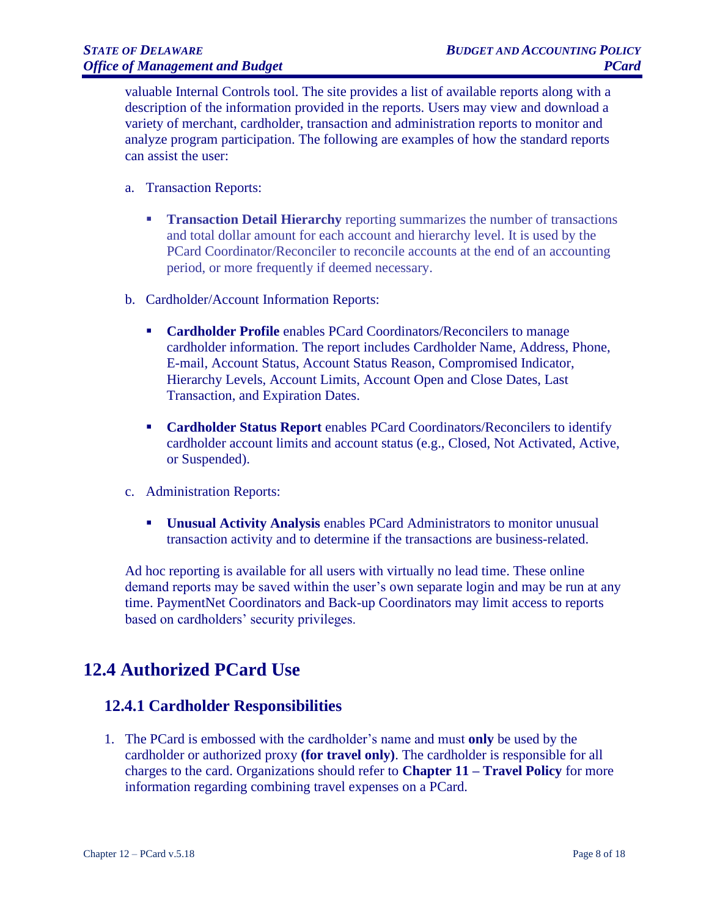valuable Internal Controls tool. The site provides a list of available reports along with a description of the information provided in the reports. Users may view and download a variety of merchant, cardholder, transaction and administration reports to monitor and analyze program participation. The following are examples of how the standard reports can assist the user:

a. Transaction Reports:

   - **Transaction Detail Hierarchy** reporting summarizes the number of transactions and total dollar amount for each account and hierarchy level. It is used by the PCard Coordinator/Reconciler to reconcile accounts at the end of an accounting period, or more frequently if deemed necessary.

b. Cardholder/Account Information Reports:

   - **Cardholder Profile** enables PCard Coordinators/Reconcilers to manage cardholder information. The report includes Cardholder Name, Address, Phone, E-mail, Account Status, Account Status Reason, Compromised Indicator, Hierarchy Levels, Account Limits, Account Open and Close Dates, Last Transaction, and Expiration Dates.

   - **Cardholder Status Report** enables PCard Coordinators/Reconcilers to identify cardholder account limits and account status (e.g., Closed, Not Activated, Active, or Suspended).

c. Administration Reports:

   - **Unusual Activity Analysis** enables PCard Administrators to monitor unusual transaction activity and to determine if the transactions are business-related.

Ad hoc reporting is available for all users with virtually no lead time. These online demand reports may be saved within the user's own separate login and may be run at any time. PaymentNet Coordinators and Back-up Coordinators may limit access to reports based on cardholders' security privileges.

## 12.4 Authorized PCard Use

### 12.4.1 Cardholder Responsibilities

1. The PCard is embossed with the cardholder's name and must **only** be used by the cardholder or authorized proxy **(for travel only)**. The cardholder is responsible for all charges to the card. Organizations should refer to **Chapter 11 – Travel Policy** for more information regarding combining travel expenses on a PCard.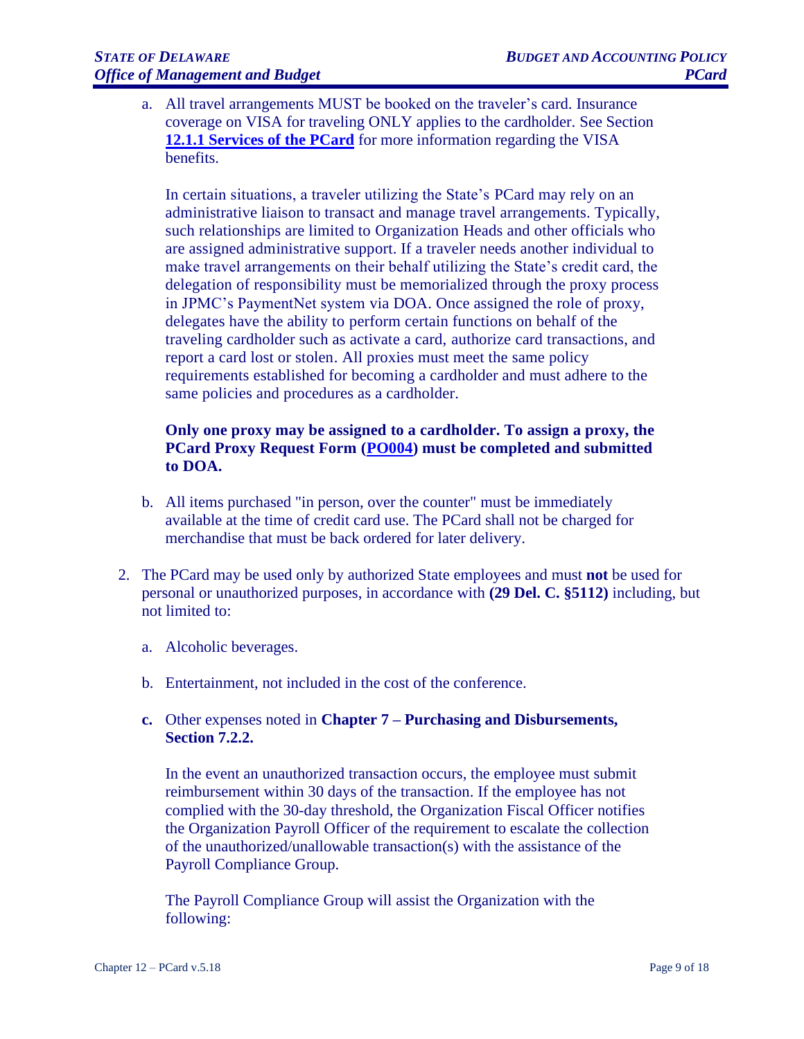a. All travel arrangements MUST be booked on the traveler's card. Insurance coverage on VISA for traveling ONLY applies to the cardholder. See Section **12.1.1 Services of the PCard** for more information regarding the VISA benefits.

   In certain situations, a traveler utilizing the State's PCard may rely on an administrative liaison to transact and manage travel arrangements. Typically, such relationships are limited to Organization Heads and other officials who are assigned administrative support. If a traveler needs another individual to make travel arrangements on their behalf utilizing the State's credit card, the delegation of responsibility must be memorialized through the proxy process in JPMC's PaymentNet system via DOA. Once assigned the role of proxy, delegates have the ability to perform certain functions on behalf of the traveling cardholder such as activate a card, authorize card transactions, and report a card lost or stolen. All proxies must meet the same policy requirements established for becoming a cardholder and must adhere to the same policies and procedures as a cardholder.

   **Only one proxy may be assigned to a cardholder. To assign a proxy, the PCard Proxy Request Form (PO004) must be completed and submitted to DOA.**

b. All items purchased "in person, over the counter" must be immediately available at the time of credit card use. The PCard shall not be charged for merchandise that must be back ordered for later delivery.

2. The PCard may be used only by authorized State employees and must **not** be used for personal or unauthorized purposes, in accordance with **(29 Del. C. §5112)** including, but not limited to:

   a. Alcoholic beverages.

   b. Entertainment, not included in the cost of the conference.

   **c.** Other expenses noted in **Chapter 7 – Purchasing and Disbursements, Section 7.2.2.**

   In the event an unauthorized transaction occurs, the employee must submit reimbursement within 30 days of the transaction. If the employee has not complied with the 30-day threshold, the Organization Fiscal Officer notifies the Organization Payroll Officer of the requirement to escalate the collection of the unauthorized/unallowable transaction(s) with the assistance of the Payroll Compliance Group.

   The Payroll Compliance Group will assist the Organization with the following: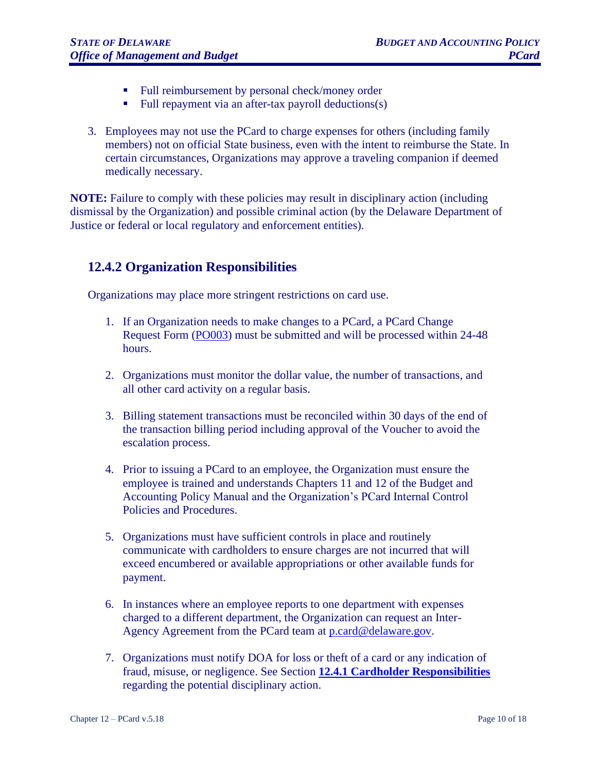- Full reimbursement by personal check/money order
- Full repayment via an after-tax payroll deductions(s)

3. Employees may not use the PCard to charge expenses for others (including family members) not on official State business, even with the intent to reimburse the State. In certain circumstances, Organizations may approve a traveling companion if deemed medically necessary.

**NOTE:** Failure to comply with these policies may result in disciplinary action (including dismissal by the Organization) and possible criminal action (by the Delaware Department of Justice or federal or local regulatory and enforcement entities).

## 12.4.2 Organization Responsibilities

Organizations may place more stringent restrictions on card use.

1. If an Organization needs to make changes to a PCard, a PCard Change Request Form (PO003) must be submitted and will be processed within 24-48 hours.

2. Organizations must monitor the dollar value, the number of transactions, and all other card activity on a regular basis.

3. Billing statement transactions must be reconciled within 30 days of the end of the transaction billing period including approval of the Voucher to avoid the escalation process.

4. Prior to issuing a PCard to an employee, the Organization must ensure the employee is trained and understands Chapters 11 and 12 of the Budget and Accounting Policy Manual and the Organization's PCard Internal Control Policies and Procedures.

5. Organizations must have sufficient controls in place and routinely communicate with cardholders to ensure charges are not incurred that will exceed encumbered or available appropriations or other available funds for payment.

6. In instances where an employee reports to one department with expenses charged to a different department, the Organization can request an Inter-Agency Agreement from the PCard team at p.card@delaware.gov.

7. Organizations must notify DOA for loss or theft of a card or any indication of fraud, misuse, or negligence. See Section **12.4.1 Cardholder Responsibilities** regarding the potential disciplinary action.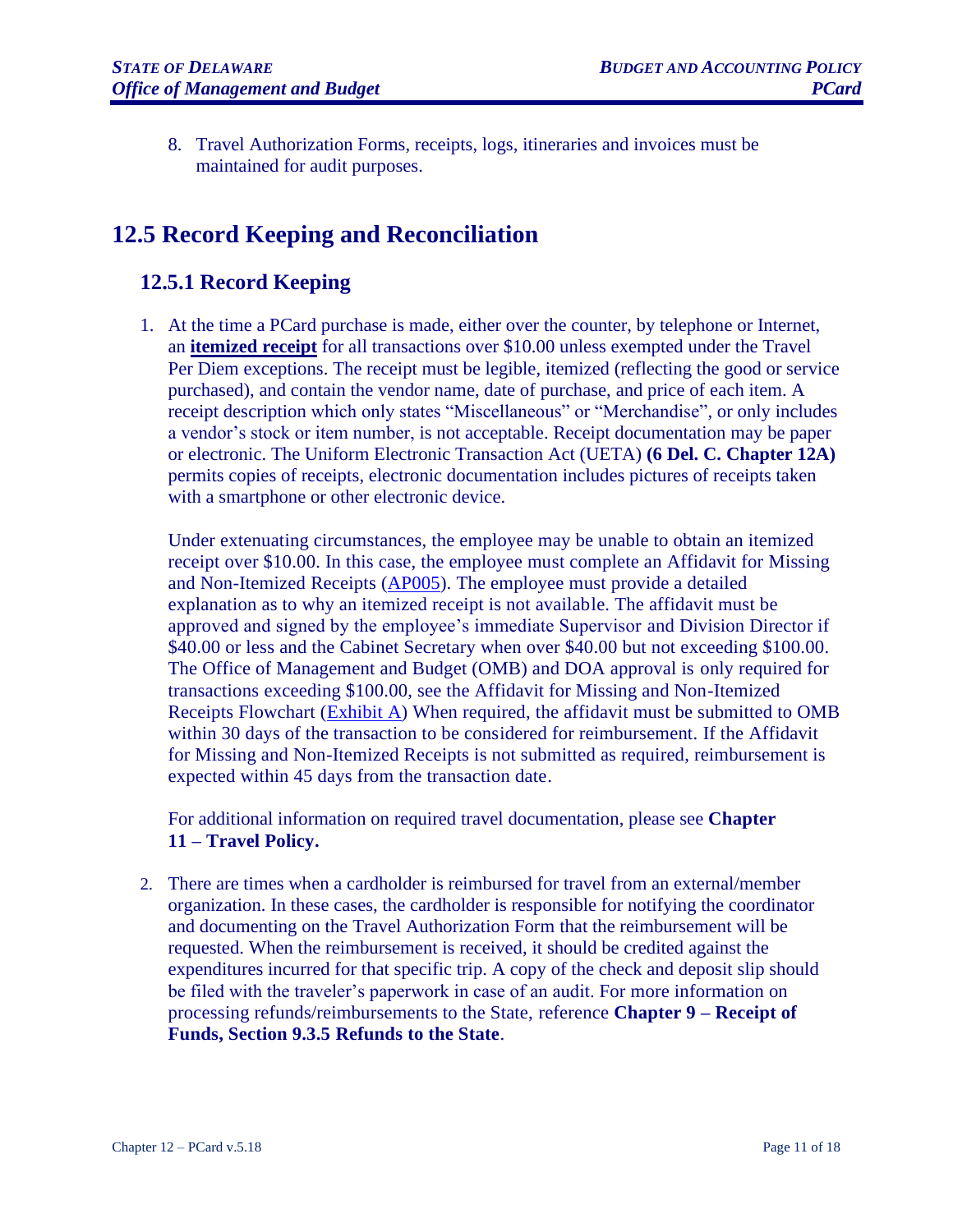8. Travel Authorization Forms, receipts, logs, itineraries and invoices must be maintained for audit purposes.

## 12.5 Record Keeping and Reconciliation

### 12.5.1 Record Keeping

1. At the time a PCard purchase is made, either over the counter, by telephone or Internet, an **itemized receipt** for all transactions over $10.00 unless exempted under the Travel Per Diem exceptions. The receipt must be legible, itemized (reflecting the good or service purchased), and contain the vendor name, date of purchase, and price of each item. A receipt description which only states "Miscellaneous" or "Merchandise", or only includes a vendor's stock or item number, is not acceptable. Receipt documentation may be paper or electronic. The Uniform Electronic Transaction Act (UETA) **(6 Del. C. Chapter 12A)** permits copies of receipts, electronic documentation includes pictures of receipts taken with a smartphone or other electronic device.

   Under extenuating circumstances, the employee may be unable to obtain an itemized receipt over $10.00. In this case, the employee must complete an Affidavit for Missing and Non-Itemized Receipts (AP005). The employee must provide a detailed explanation as to why an itemized receipt is not available. The affidavit must be approved and signed by the employee's immediate Supervisor and Division Director if $40.00 or less and the Cabinet Secretary when over $40.00 but not exceeding $100.00. The Office of Management and Budget (OMB) and DOA approval is only required for transactions exceeding $100.00, see the Affidavit for Missing and Non-Itemized Receipts Flowchart (Exhibit A) When required, the affidavit must be submitted to OMB within 30 days of the transaction to be considered for reimbursement. If the Affidavit for Missing and Non-Itemized Receipts is not submitted as required, reimbursement is expected within 45 days from the transaction date.

   For additional information on required travel documentation, please see **Chapter 11 – Travel Policy.**

2. There are times when a cardholder is reimbursed for travel from an external/member organization. In these cases, the cardholder is responsible for notifying the coordinator and documenting on the Travel Authorization Form that the reimbursement will be requested. When the reimbursement is received, it should be credited against the expenditures incurred for that specific trip. A copy of the check and deposit slip should be filed with the traveler's paperwork in case of an audit. For more information on processing refunds/reimbursements to the State, reference **Chapter 9 – Receipt of Funds, Section 9.3.5 Refunds to the State**.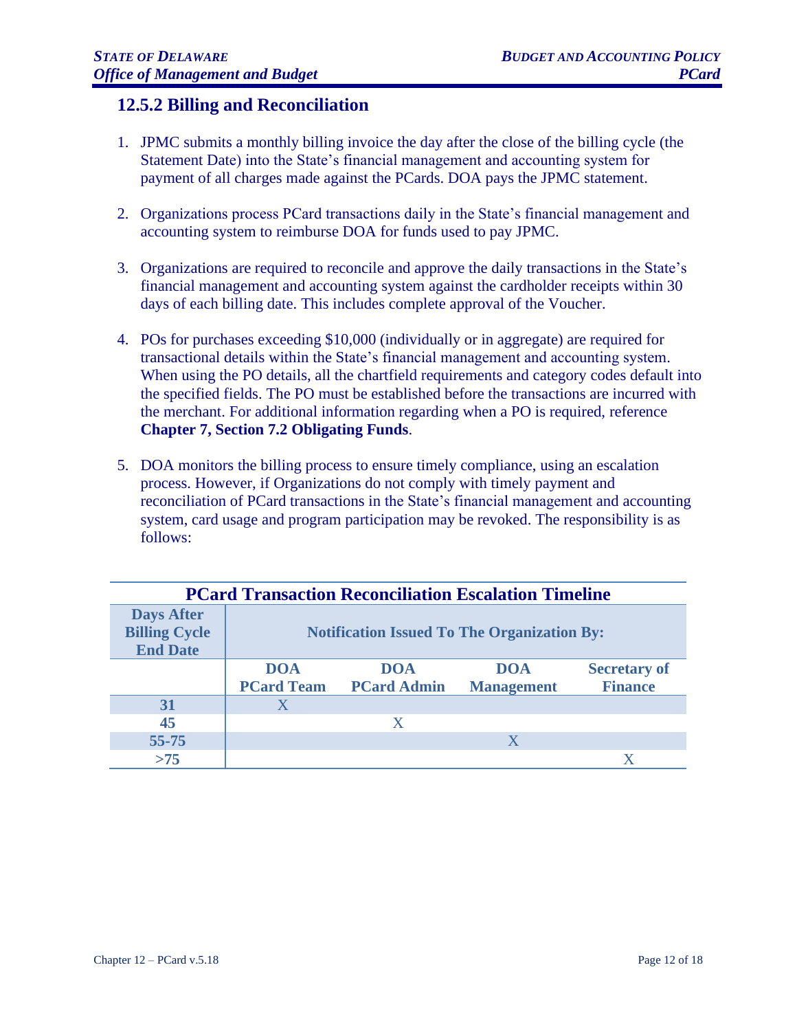## 12.5.2 Billing and Reconciliation

1. JPMC submits a monthly billing invoice the day after the close of the billing cycle (the Statement Date) into the State's financial management and accounting system for payment of all charges made against the PCards. DOA pays the JPMC statement.

2. Organizations process PCard transactions daily in the State's financial management and accounting system to reimburse DOA for funds used to pay JPMC.

3. Organizations are required to reconcile and approve the daily transactions in the State's financial management and accounting system against the cardholder receipts within 30 days of each billing date. This includes complete approval of the Voucher.

4. POs for purchases exceeding $10,000 (individually or in aggregate) are required for transactional details within the State's financial management and accounting system. When using the PO details, all the chartfield requirements and category codes default into the specified fields. The PO must be established before the transactions are incurred with the merchant. For additional information regarding when a PO is required, reference **Chapter 7, Section 7.2 Obligating Funds**.

5. DOA monitors the billing process to ensure timely compliance, using an escalation process. However, if Organizations do not comply with timely payment and reconciliation of PCard transactions in the State's financial management and accounting system, card usage and program participation may be revoked. The responsibility is as follows:

**PCard Transaction Reconciliation Escalation Timeline**

| Days After Billing Cycle End Date | Notification Issued To The Organization By: | | | |
|---|---|---|---|---|
| | DOA PCard Team | DOA PCard Admin | DOA Management | Secretary of Finance |
| 31 | X | | | |
| 45 | | X | | |
| 55-75 | | | X | |
| >75 | | | | X |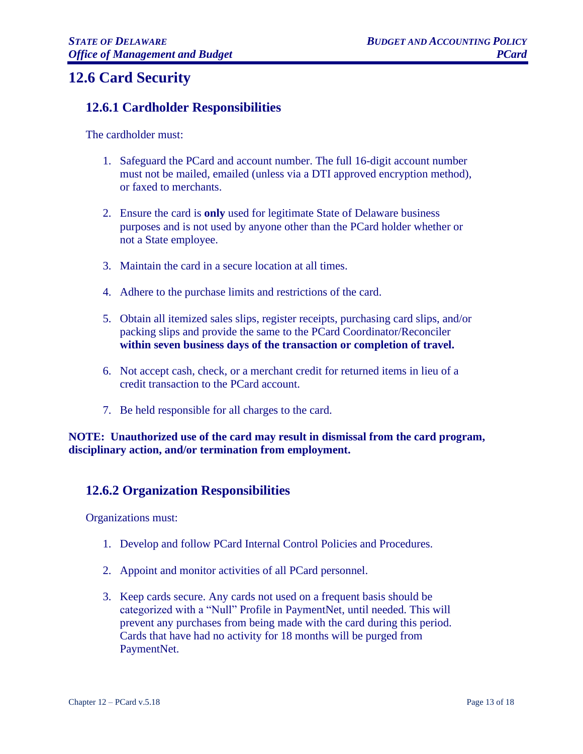## 12.6 Card Security

### 12.6.1 Cardholder Responsibilities

The cardholder must:

1. Safeguard the PCard and account number. The full 16-digit account number must not be mailed, emailed (unless via a DTI approved encryption method), or faxed to merchants.

2. Ensure the card is **only** used for legitimate State of Delaware business purposes and is not used by anyone other than the PCard holder whether or not a State employee.

3. Maintain the card in a secure location at all times.

4. Adhere to the purchase limits and restrictions of the card.

5. Obtain all itemized sales slips, register receipts, purchasing card slips, and/or packing slips and provide the same to the PCard Coordinator/Reconciler **within seven business days of the transaction or completion of travel.**

6. Not accept cash, check, or a merchant credit for returned items in lieu of a credit transaction to the PCard account.

7. Be held responsible for all charges to the card.

**NOTE: Unauthorized use of the card may result in dismissal from the card program, disciplinary action, and/or termination from employment.**

### 12.6.2 Organization Responsibilities

Organizations must:

1. Develop and follow PCard Internal Control Policies and Procedures.

2. Appoint and monitor activities of all PCard personnel.

3. Keep cards secure. Any cards not used on a frequent basis should be categorized with a "Null" Profile in PaymentNet, until needed. This will prevent any purchases from being made with the card during this period. Cards that have had no activity for 18 months will be purged from PaymentNet.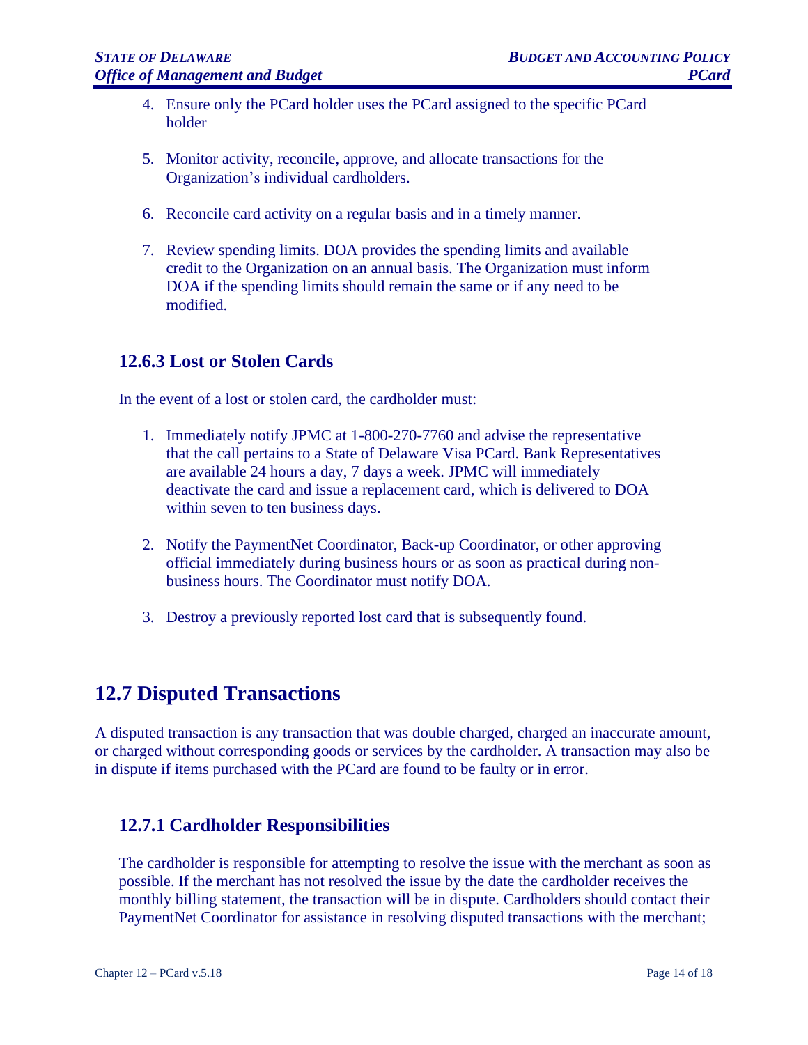4. Ensure only the PCard holder uses the PCard assigned to the specific PCard holder

5. Monitor activity, reconcile, approve, and allocate transactions for the Organization's individual cardholders.

6. Reconcile card activity on a regular basis and in a timely manner.

7. Review spending limits. DOA provides the spending limits and available credit to the Organization on an annual basis. The Organization must inform DOA if the spending limits should remain the same or if any need to be modified.

### 12.6.3 Lost or Stolen Cards

In the event of a lost or stolen card, the cardholder must:

1. Immediately notify JPMC at 1-800-270-7760 and advise the representative that the call pertains to a State of Delaware Visa PCard. Bank Representatives are available 24 hours a day, 7 days a week. JPMC will immediately deactivate the card and issue a replacement card, which is delivered to DOA within seven to ten business days.

2. Notify the PaymentNet Coordinator, Back-up Coordinator, or other approving official immediately during business hours or as soon as practical during non-business hours. The Coordinator must notify DOA.

3. Destroy a previously reported lost card that is subsequently found.

## 12.7 Disputed Transactions

A disputed transaction is any transaction that was double charged, charged an inaccurate amount, or charged without corresponding goods or services by the cardholder. A transaction may also be in dispute if items purchased with the PCard are found to be faulty or in error.

### 12.7.1 Cardholder Responsibilities

The cardholder is responsible for attempting to resolve the issue with the merchant as soon as possible. If the merchant has not resolved the issue by the date the cardholder receives the monthly billing statement, the transaction will be in dispute. Cardholders should contact their PaymentNet Coordinator for assistance in resolving disputed transactions with the merchant;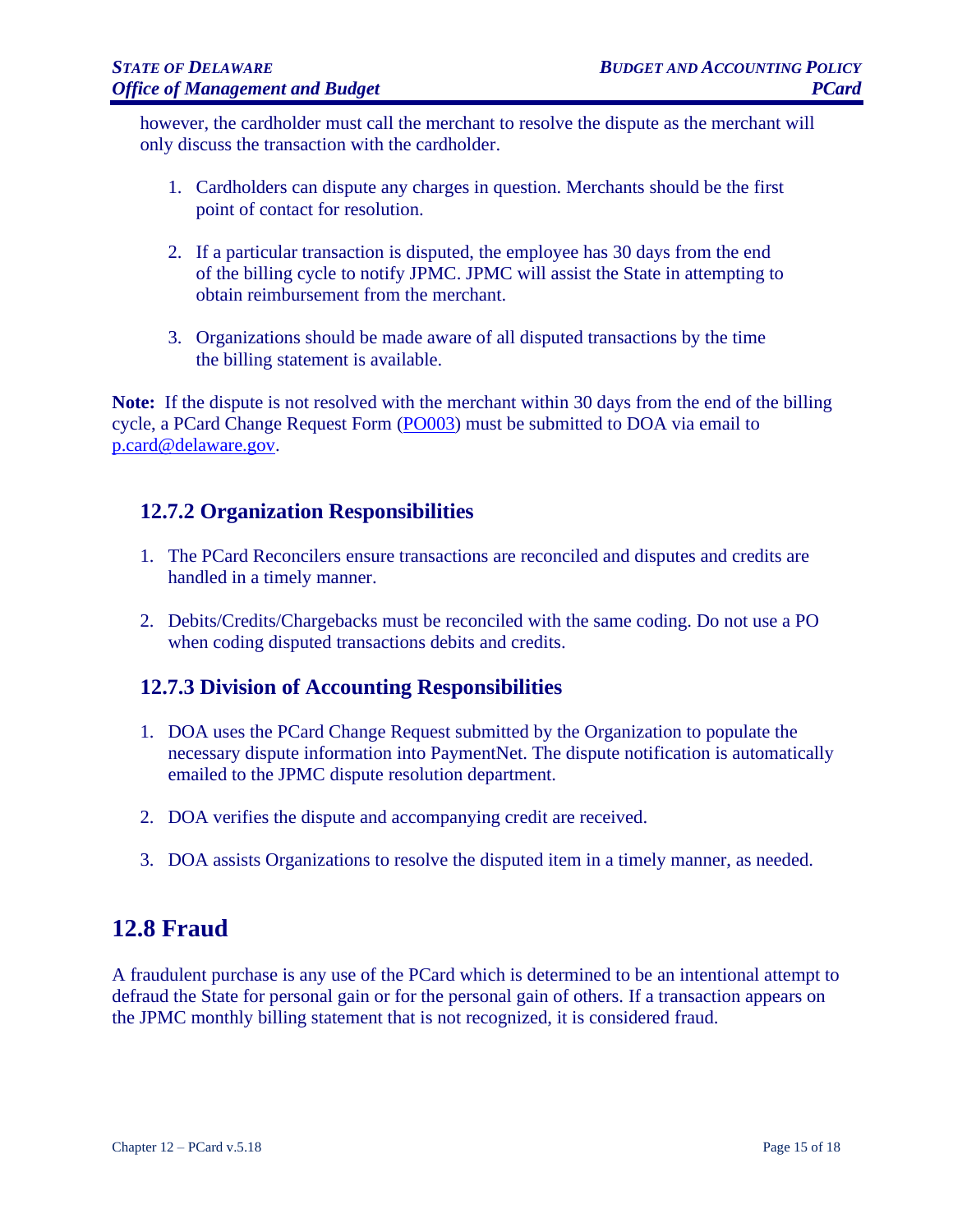however, the cardholder must call the merchant to resolve the dispute as the merchant will only discuss the transaction with the cardholder.

1. Cardholders can dispute any charges in question. Merchants should be the first point of contact for resolution.

2. If a particular transaction is disputed, the employee has 30 days from the end of the billing cycle to notify JPMC. JPMC will assist the State in attempting to obtain reimbursement from the merchant.

3. Organizations should be made aware of all disputed transactions by the time the billing statement is available.

**Note:** If the dispute is not resolved with the merchant within 30 days from the end of the billing cycle, a PCard Change Request Form (PO003) must be submitted to DOA via email to p.card@delaware.gov.

### 12.7.2 Organization Responsibilities

1. The PCard Reconcilers ensure transactions are reconciled and disputes and credits are handled in a timely manner.

2. Debits/Credits/Chargebacks must be reconciled with the same coding. Do not use a PO when coding disputed transactions debits and credits.

### 12.7.3 Division of Accounting Responsibilities

1. DOA uses the PCard Change Request submitted by the Organization to populate the necessary dispute information into PaymentNet. The dispute notification is automatically emailed to the JPMC dispute resolution department.

2. DOA verifies the dispute and accompanying credit are received.

3. DOA assists Organizations to resolve the disputed item in a timely manner, as needed.

## 12.8 Fraud

A fraudulent purchase is any use of the PCard which is determined to be an intentional attempt to defraud the State for personal gain or for the personal gain of others. If a transaction appears on the JPMC monthly billing statement that is not recognized, it is considered fraud.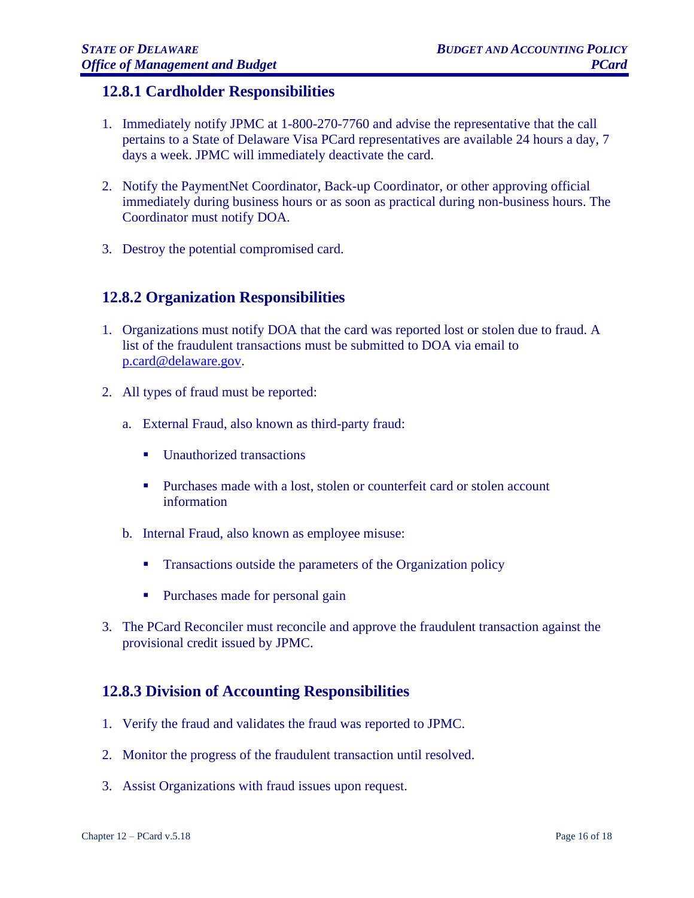### 12.8.1 Cardholder Responsibilities

1. Immediately notify JPMC at 1-800-270-7760 and advise the representative that the call pertains to a State of Delaware Visa PCard representatives are available 24 hours a day, 7 days a week. JPMC will immediately deactivate the card.

2. Notify the PaymentNet Coordinator, Back-up Coordinator, or other approving official immediately during business hours or as soon as practical during non-business hours. The Coordinator must notify DOA.

3. Destroy the potential compromised card.

### 12.8.2 Organization Responsibilities

1. Organizations must notify DOA that the card was reported lost or stolen due to fraud. A list of the fraudulent transactions must be submitted to DOA via email to p.card@delaware.gov.

2. All types of fraud must be reported:

   a. External Fraud, also known as third-party fraud:

      - Unauthorized transactions

      - Purchases made with a lost, stolen or counterfeit card or stolen account information

   b. Internal Fraud, also known as employee misuse:

      - Transactions outside the parameters of the Organization policy

      - Purchases made for personal gain

3. The PCard Reconciler must reconcile and approve the fraudulent transaction against the provisional credit issued by JPMC.

### 12.8.3 Division of Accounting Responsibilities

1. Verify the fraud and validates the fraud was reported to JPMC.

2. Monitor the progress of the fraudulent transaction until resolved.

3. Assist Organizations with fraud issues upon request.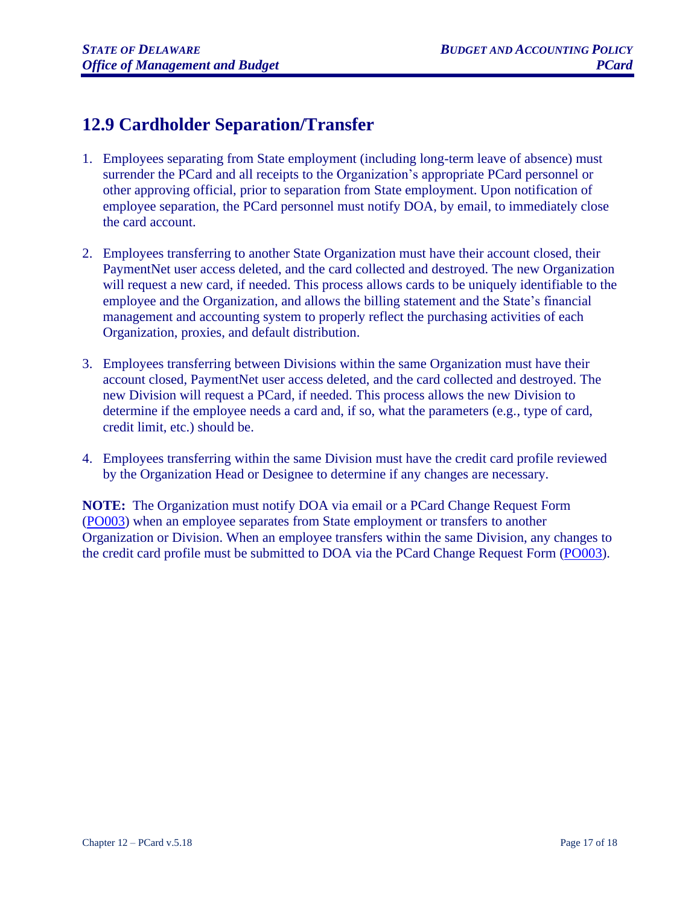## 12.9 Cardholder Separation/Transfer

1. Employees separating from State employment (including long-term leave of absence) must surrender the PCard and all receipts to the Organization's appropriate PCard personnel or other approving official, prior to separation from State employment. Upon notification of employee separation, the PCard personnel must notify DOA, by email, to immediately close the card account.

2. Employees transferring to another State Organization must have their account closed, their PaymentNet user access deleted, and the card collected and destroyed. The new Organization will request a new card, if needed. This process allows cards to be uniquely identifiable to the employee and the Organization, and allows the billing statement and the State's financial management and accounting system to properly reflect the purchasing activities of each Organization, proxies, and default distribution.

3. Employees transferring between Divisions within the same Organization must have their account closed, PaymentNet user access deleted, and the card collected and destroyed. The new Division will request a PCard, if needed. This process allows the new Division to determine if the employee needs a card and, if so, what the parameters (e.g., type of card, credit limit, etc.) should be.

4. Employees transferring within the same Division must have the credit card profile reviewed by the Organization Head or Designee to determine if any changes are necessary.

**NOTE:** The Organization must notify DOA via email or a PCard Change Request Form (PO003) when an employee separates from State employment or transfers to another Organization or Division. When an employee transfers within the same Division, any changes to the credit card profile must be submitted to DOA via the PCard Change Request Form (PO003).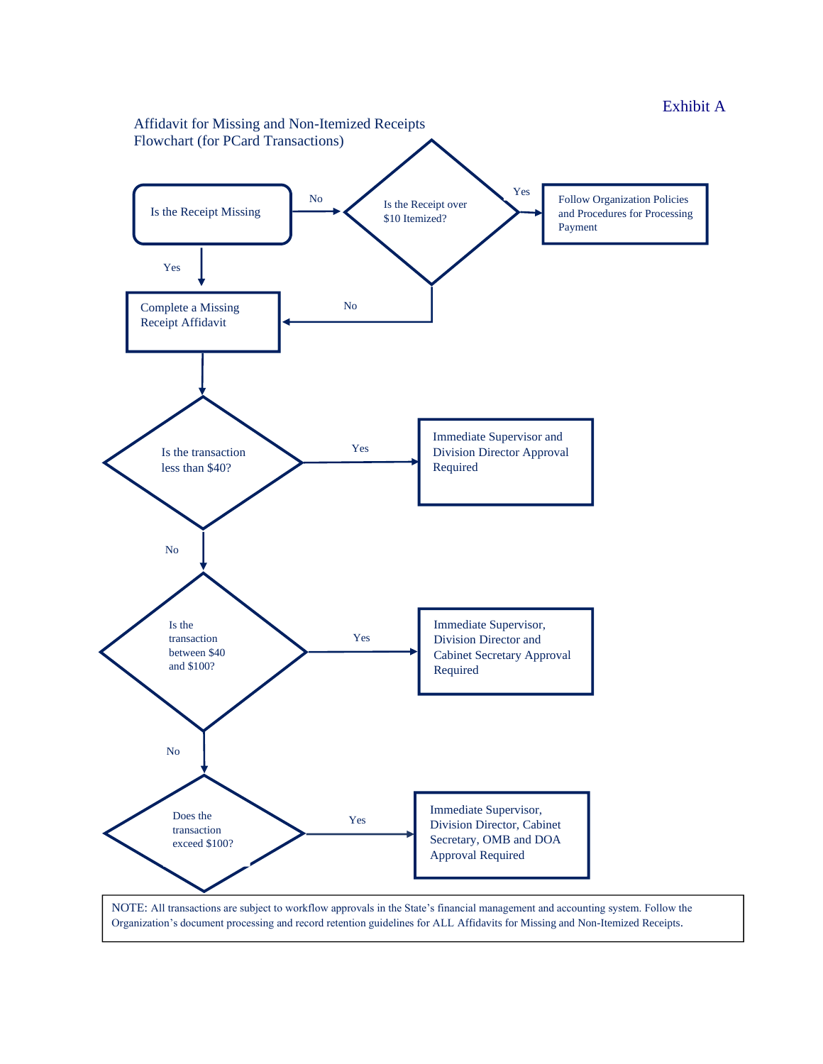Exhibit A

Affidavit for Missing and Non-Itemized Receipts Flowchart (for PCard Transactions)

Is the Receipt Missing

No

Is the Receipt over $10 Itemized?

Yes

Follow Organization Policies and Procedures for Processing Payment

Yes

No

Complete a Missing Receipt Affidavit

Is the transaction less than $40?

Yes

Immediate Supervisor and Division Director Approval Required

No

Is the transaction between $40 and $100?

Yes

Immediate Supervisor, Division Director and Cabinet Secretary Approval Required

No

Does the transaction exceed $100?

Yes

Immediate Supervisor, Division Director, Cabinet Secretary, OMB and DOA Approval Required

NOTE: All transactions are subject to workflow approvals in the State's financial management and accounting system. Follow the Organization's document processing and record retention guidelines for ALL Affidavits for Missing and Non-Itemized Receipts.